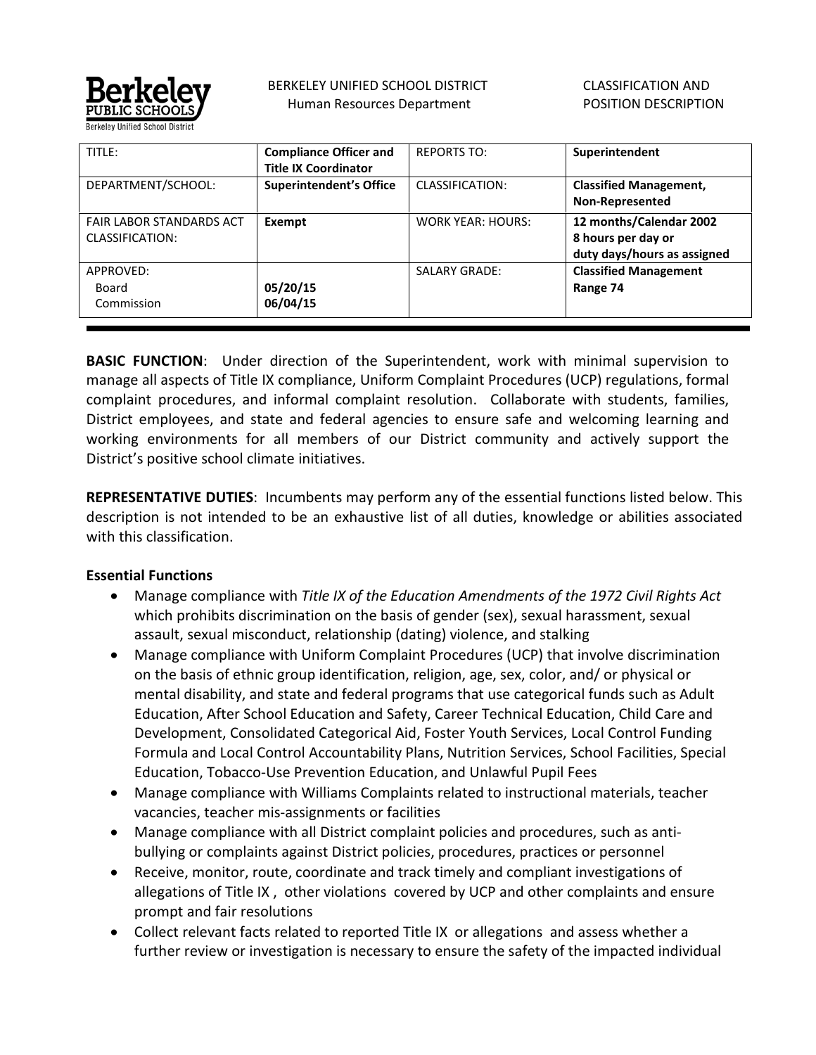BERKELEY UNIFIED SCHOOL DISTRICT
Human Resources Department

CLASSIFICATION AND POSITION DESCRIPTION

| TITLE: | **Compliance Officer and Title IX Coordinator** | REPORTS TO: | **Superintendent** |
|---|---|---|---|
| DEPARTMENT/SCHOOL: | **Superintendent's Office** | CLASSIFICATION: | **Classified Management, Non-Represented** |
| FAIR LABOR STANDARDS ACT CLASSIFICATION: | **Exempt** | WORK YEAR: HOURS: | **12 months/Calendar 2002 8 hours per day or duty days/hours as assigned** |
| APPROVED: Board Commission | **05/20/15 06/04/15** | SALARY GRADE: | **Classified Management Range 74** |

**BASIC FUNCTION**: Under direction of the Superintendent, work with minimal supervision to manage all aspects of Title IX compliance, Uniform Complaint Procedures (UCP) regulations, formal complaint procedures, and informal complaint resolution. Collaborate with students, families, District employees, and state and federal agencies to ensure safe and welcoming learning and working environments for all members of our District community and actively support the District's positive school climate initiatives.

**REPRESENTATIVE DUTIES**: Incumbents may perform any of the essential functions listed below. This description is not intended to be an exhaustive list of all duties, knowledge or abilities associated with this classification.

**Essential Functions**

- Manage compliance with *Title IX of the Education Amendments of the 1972 Civil Rights Act* which prohibits discrimination on the basis of gender (sex), sexual harassment, sexual assault, sexual misconduct, relationship (dating) violence, and stalking
- Manage compliance with Uniform Complaint Procedures (UCP) that involve discrimination on the basis of ethnic group identification, religion, age, sex, color, and/ or physical or mental disability, and state and federal programs that use categorical funds such as Adult Education, After School Education and Safety, Career Technical Education, Child Care and Development, Consolidated Categorical Aid, Foster Youth Services, Local Control Funding Formula and Local Control Accountability Plans, Nutrition Services, School Facilities, Special Education, Tobacco-Use Prevention Education, and Unlawful Pupil Fees
- Manage compliance with Williams Complaints related to instructional materials, teacher vacancies, teacher mis-assignments or facilities
- Manage compliance with all District complaint policies and procedures, such as anti-bullying or complaints against District policies, procedures, practices or personnel
- Receive, monitor, route, coordinate and track timely and compliant investigations of allegations of Title IX , other violations covered by UCP and other complaints and ensure prompt and fair resolutions
- Collect relevant facts related to reported Title IX or allegations and assess whether a further review or investigation is necessary to ensure the safety of the impacted individual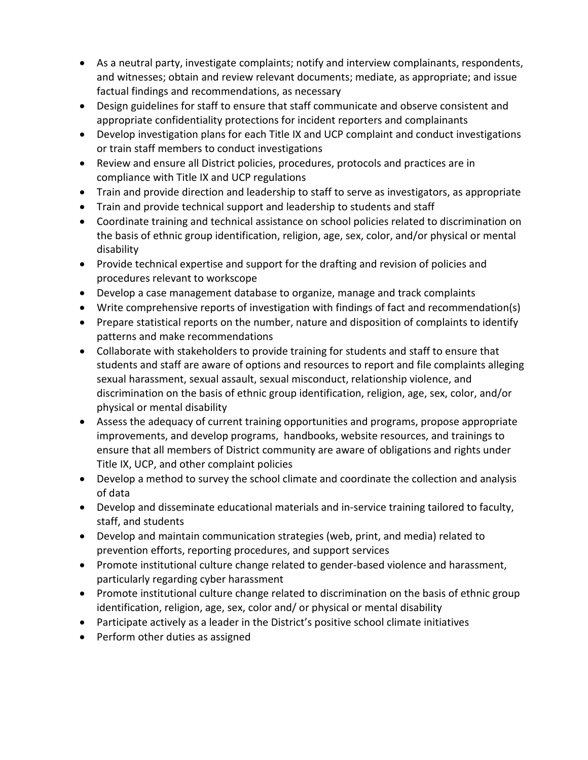- As a neutral party, investigate complaints; notify and interview complainants, respondents, and witnesses; obtain and review relevant documents; mediate, as appropriate; and issue factual findings and recommendations, as necessary
- Design guidelines for staff to ensure that staff communicate and observe consistent and appropriate confidentiality protections for incident reporters and complainants
- Develop investigation plans for each Title IX and UCP complaint and conduct investigations or train staff members to conduct investigations
- Review and ensure all District policies, procedures, protocols and practices are in compliance with Title IX and UCP regulations
- Train and provide direction and leadership to staff to serve as investigators, as appropriate
- Train and provide technical support and leadership to students and staff
- Coordinate training and technical assistance on school policies related to discrimination on the basis of ethnic group identification, religion, age, sex, color, and/or physical or mental disability
- Provide technical expertise and support for the drafting and revision of policies and procedures relevant to workscope
- Develop a case management database to organize, manage and track complaints
- Write comprehensive reports of investigation with findings of fact and recommendation(s)
- Prepare statistical reports on the number, nature and disposition of complaints to identify patterns and make recommendations
- Collaborate with stakeholders to provide training for students and staff to ensure that students and staff are aware of options and resources to report and file complaints alleging sexual harassment, sexual assault, sexual misconduct, relationship violence, and discrimination on the basis of ethnic group identification, religion, age, sex, color, and/or physical or mental disability
- Assess the adequacy of current training opportunities and programs, propose appropriate improvements, and develop programs, handbooks, website resources, and trainings to ensure that all members of District community are aware of obligations and rights under Title IX, UCP, and other complaint policies
- Develop a method to survey the school climate and coordinate the collection and analysis of data
- Develop and disseminate educational materials and in-service training tailored to faculty, staff, and students
- Develop and maintain communication strategies (web, print, and media) related to prevention efforts, reporting procedures, and support services
- Promote institutional culture change related to gender-based violence and harassment, particularly regarding cyber harassment
- Promote institutional culture change related to discrimination on the basis of ethnic group identification, religion, age, sex, color and/ or physical or mental disability
- Participate actively as a leader in the District's positive school climate initiatives
- Perform other duties as assigned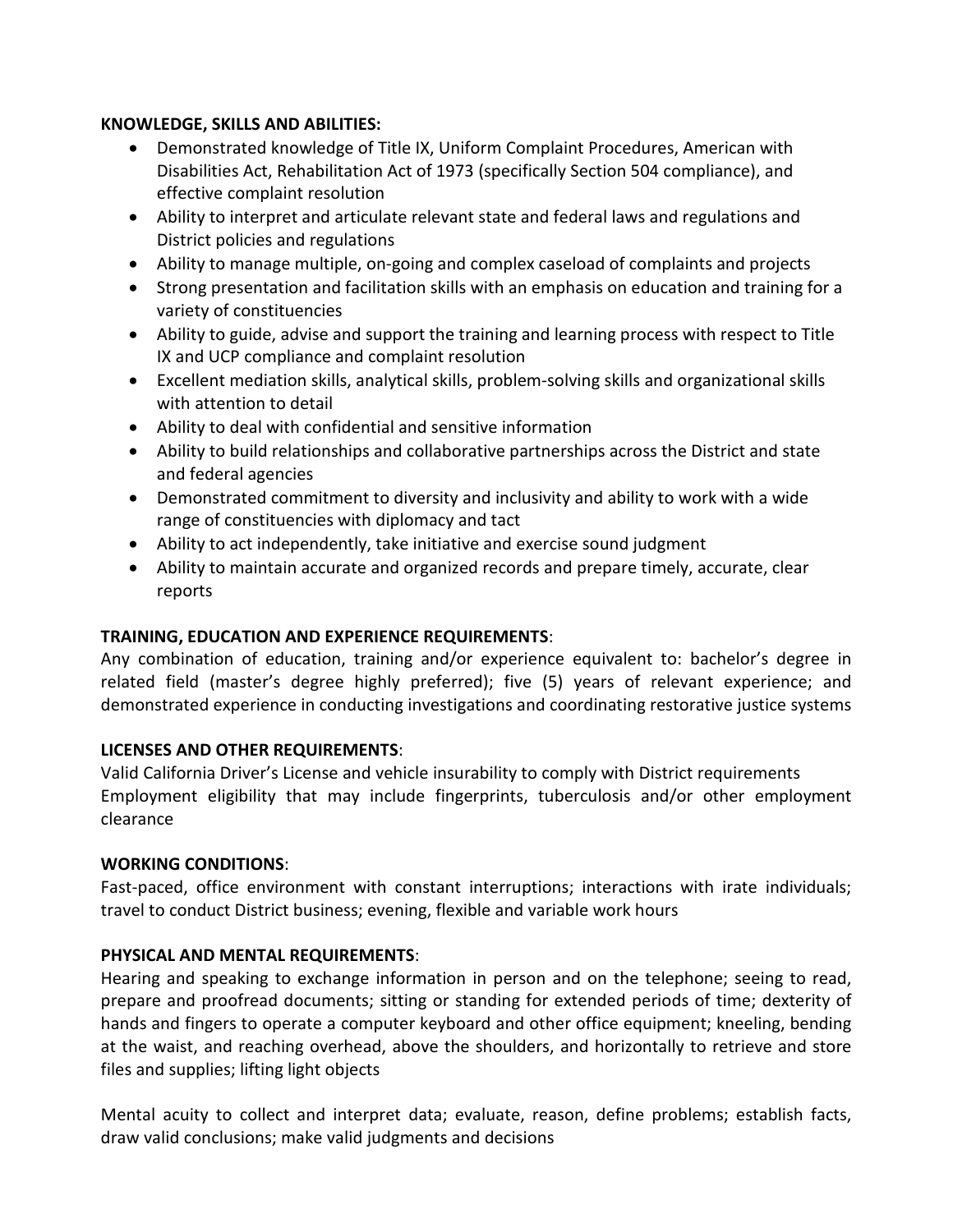**KNOWLEDGE, SKILLS AND ABILITIES:**

- Demonstrated knowledge of Title IX, Uniform Complaint Procedures, American with Disabilities Act, Rehabilitation Act of 1973 (specifically Section 504 compliance), and effective complaint resolution
- Ability to interpret and articulate relevant state and federal laws and regulations and District policies and regulations
- Ability to manage multiple, on-going and complex caseload of complaints and projects
- Strong presentation and facilitation skills with an emphasis on education and training for a variety of constituencies
- Ability to guide, advise and support the training and learning process with respect to Title IX and UCP compliance and complaint resolution
- Excellent mediation skills, analytical skills, problem-solving skills and organizational skills with attention to detail
- Ability to deal with confidential and sensitive information
- Ability to build relationships and collaborative partnerships across the District and state and federal agencies
- Demonstrated commitment to diversity and inclusivity and ability to work with a wide range of constituencies with diplomacy and tact
- Ability to act independently, take initiative and exercise sound judgment
- Ability to maintain accurate and organized records and prepare timely, accurate, clear reports

**TRAINING, EDUCATION AND EXPERIENCE REQUIREMENTS**:

Any combination of education, training and/or experience equivalent to: bachelor's degree in related field (master's degree highly preferred); five (5) years of relevant experience; and demonstrated experience in conducting investigations and coordinating restorative justice systems

**LICENSES AND OTHER REQUIREMENTS**:

Valid California Driver's License and vehicle insurability to comply with District requirements
Employment eligibility that may include fingerprints, tuberculosis and/or other employment clearance

**WORKING CONDITIONS**:

Fast-paced, office environment with constant interruptions; interactions with irate individuals; travel to conduct District business; evening, flexible and variable work hours

**PHYSICAL AND MENTAL REQUIREMENTS**:

Hearing and speaking to exchange information in person and on the telephone; seeing to read, prepare and proofread documents; sitting or standing for extended periods of time; dexterity of hands and fingers to operate a computer keyboard and other office equipment; kneeling, bending at the waist, and reaching overhead, above the shoulders, and horizontally to retrieve and store files and supplies; lifting light objects

Mental acuity to collect and interpret data; evaluate, reason, define problems; establish facts, draw valid conclusions; make valid judgments and decisions